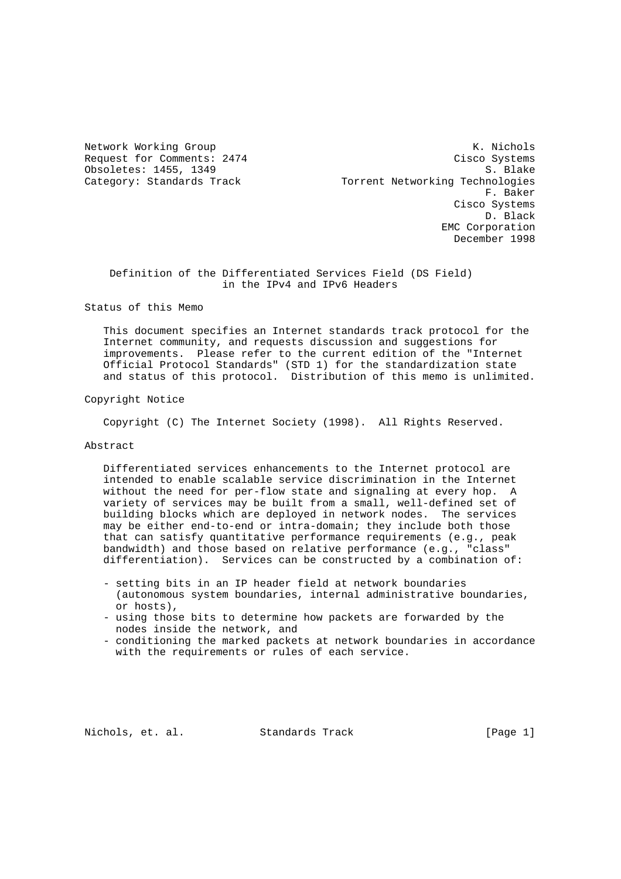Network Working Group K. Nichols
Request for Comments: 2474 Cisco Systems
Obsoletes: 1455, 1349 S. Blake
Category: Standards Track Torrent Networking Technologies
F. Baker
Cisco Systems
D. Black
EMC Corporation
December 1998

# Definition of the Differentiated Services Field (DS Field) in the IPv4 and IPv6 Headers

## Status of this Memo

This document specifies an Internet standards track protocol for the Internet community, and requests discussion and suggestions for improvements. Please refer to the current edition of the "Internet Official Protocol Standards" (STD 1) for the standardization state and status of this protocol. Distribution of this memo is unlimited.

## Copyright Notice

Copyright (C) The Internet Society (1998). All Rights Reserved.

## Abstract

Differentiated services enhancements to the Internet protocol are intended to enable scalable service discrimination in the Internet without the need for per-flow state and signaling at every hop. A variety of services may be built from a small, well-defined set of building blocks which are deployed in network nodes. The services may be either end-to-end or intra-domain; they include both those that can satisfy quantitative performance requirements (e.g., peak bandwidth) and those based on relative performance (e.g., "class" differentiation). Services can be constructed by a combination of:

- setting bits in an IP header field at network boundaries (autonomous system boundaries, internal administrative boundaries, or hosts),
- using those bits to determine how packets are forwarded by the nodes inside the network, and
- conditioning the marked packets at network boundaries in accordance with the requirements or rules of each service.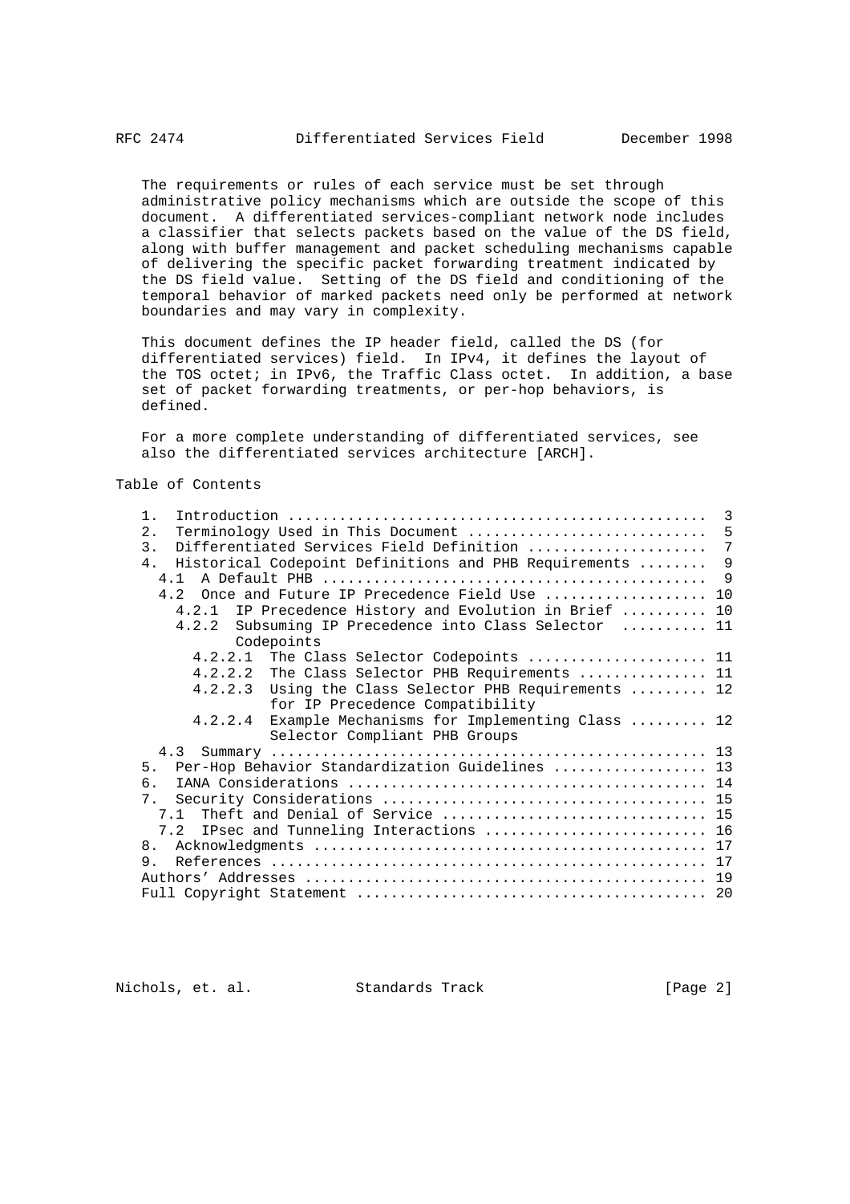The requirements or rules of each service must be set through administrative policy mechanisms which are outside the scope of this document. A differentiated services-compliant network node includes a classifier that selects packets based on the value of the DS field, along with buffer management and packet scheduling mechanisms capable of delivering the specific packet forwarding treatment indicated by the DS field value. Setting of the DS field and conditioning of the temporal behavior of marked packets need only be performed at network boundaries and may vary in complexity.

This document defines the IP header field, called the DS (for differentiated services) field. In IPv4, it defines the layout of the TOS octet; in IPv6, the Traffic Class octet. In addition, a base set of packet forwarding treatments, or per-hop behaviors, is defined.

For a more complete understanding of differentiated services, see also the differentiated services architecture [ARCH].

## Table of Contents

```
   1.  Introduction ................................................  3
   2.  Terminology Used in This Document ...........................  5
   3.  Differentiated Services Field Definition ....................  7
   4.  Historical Codepoint Definitions and PHB Requirements ........  9
     4.1  A Default PHB ............................................  9
     4.2  Once and Future IP Precedence Field Use .................. 10
       4.2.1  IP Precedence History and Evolution in Brief .......... 10
       4.2.2  Subsuming IP Precedence into Class Selector .......... 11
              Codepoints
         4.2.2.1  The Class Selector Codepoints ..................... 11
         4.2.2.2  The Class Selector PHB Requirements ............... 11
         4.2.2.3  Using the Class Selector PHB Requirements ......... 12
                  for IP Precedence Compatibility
         4.2.2.4  Example Mechanisms for Implementing Class ......... 12
                  Selector Compliant PHB Groups
     4.3  Summary .................................................. 13
   5.  Per-Hop Behavior Standardization Guidelines ................. 13
   6.  IANA Considerations ......................................... 14
   7.  Security Considerations ..................................... 15
     7.1  Theft and Denial of Service .............................. 15
     7.2  IPsec and Tunneling Interactions ......................... 16
   8.  Acknowledgments ............................................. 17
   9.  References .................................................. 17
   Authors' Addresses .............................................. 19
   Full Copyright Statement ........................................ 20
```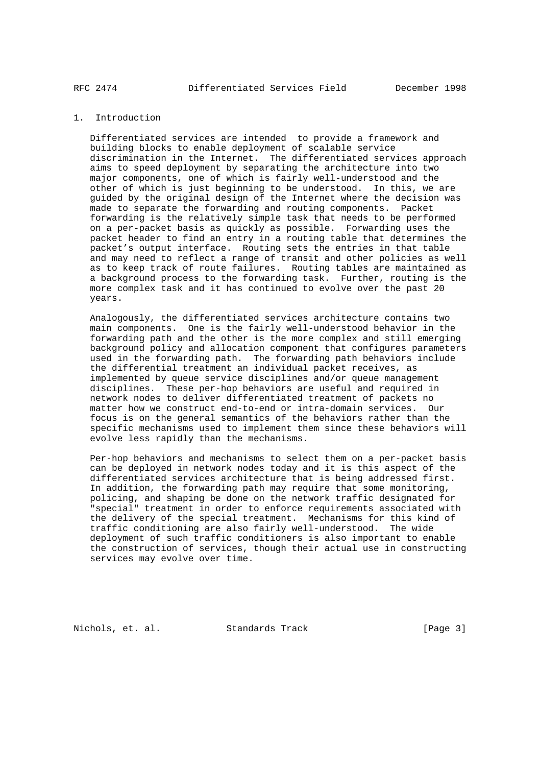## 1. Introduction

Differentiated services are intended to provide a framework and building blocks to enable deployment of scalable service discrimination in the Internet. The differentiated services approach aims to speed deployment by separating the architecture into two major components, one of which is fairly well-understood and the other of which is just beginning to be understood. In this, we are guided by the original design of the Internet where the decision was made to separate the forwarding and routing components. Packet forwarding is the relatively simple task that needs to be performed on a per-packet basis as quickly as possible. Forwarding uses the packet header to find an entry in a routing table that determines the packet's output interface. Routing sets the entries in that table and may need to reflect a range of transit and other policies as well as to keep track of route failures. Routing tables are maintained as a background process to the forwarding task. Further, routing is the more complex task and it has continued to evolve over the past 20 years.

Analogously, the differentiated services architecture contains two main components. One is the fairly well-understood behavior in the forwarding path and the other is the more complex and still emerging background policy and allocation component that configures parameters used in the forwarding path. The forwarding path behaviors include the differential treatment an individual packet receives, as implemented by queue service disciplines and/or queue management disciplines. These per-hop behaviors are useful and required in network nodes to deliver differentiated treatment of packets no matter how we construct end-to-end or intra-domain services. Our focus is on the general semantics of the behaviors rather than the specific mechanisms used to implement them since these behaviors will evolve less rapidly than the mechanisms.

Per-hop behaviors and mechanisms to select them on a per-packet basis can be deployed in network nodes today and it is this aspect of the differentiated services architecture that is being addressed first. In addition, the forwarding path may require that some monitoring, policing, and shaping be done on the network traffic designated for "special" treatment in order to enforce requirements associated with the delivery of the special treatment. Mechanisms for this kind of traffic conditioning are also fairly well-understood. The wide deployment of such traffic conditioners is also important to enable the construction of services, though their actual use in constructing services may evolve over time.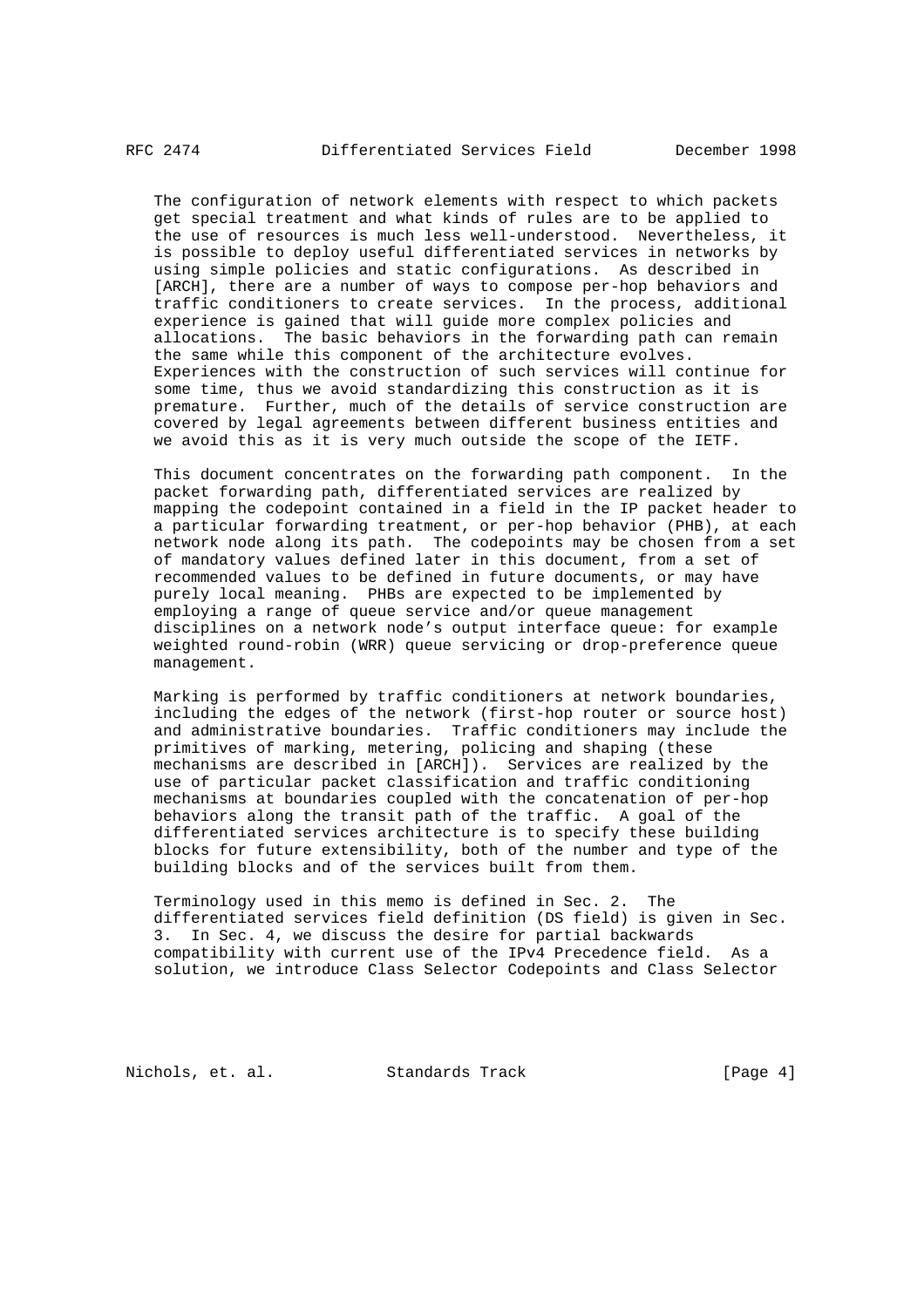The configuration of network elements with respect to which packets get special treatment and what kinds of rules are to be applied to the use of resources is much less well-understood. Nevertheless, it is possible to deploy useful differentiated services in networks by using simple policies and static configurations. As described in [ARCH], there are a number of ways to compose per-hop behaviors and traffic conditioners to create services. In the process, additional experience is gained that will guide more complex policies and allocations. The basic behaviors in the forwarding path can remain the same while this component of the architecture evolves. Experiences with the construction of such services will continue for some time, thus we avoid standardizing this construction as it is premature. Further, much of the details of service construction are covered by legal agreements between different business entities and we avoid this as it is very much outside the scope of the IETF.

This document concentrates on the forwarding path component. In the packet forwarding path, differentiated services are realized by mapping the codepoint contained in a field in the IP packet header to a particular forwarding treatment, or per-hop behavior (PHB), at each network node along its path. The codepoints may be chosen from a set of mandatory values defined later in this document, from a set of recommended values to be defined in future documents, or may have purely local meaning. PHBs are expected to be implemented by employing a range of queue service and/or queue management disciplines on a network node's output interface queue: for example weighted round-robin (WRR) queue servicing or drop-preference queue management.

Marking is performed by traffic conditioners at network boundaries, including the edges of the network (first-hop router or source host) and administrative boundaries. Traffic conditioners may include the primitives of marking, metering, policing and shaping (these mechanisms are described in [ARCH]). Services are realized by the use of particular packet classification and traffic conditioning mechanisms at boundaries coupled with the concatenation of per-hop behaviors along the transit path of the traffic. A goal of the differentiated services architecture is to specify these building blocks for future extensibility, both of the number and type of the building blocks and of the services built from them.

Terminology used in this memo is defined in Sec. 2. The differentiated services field definition (DS field) is given in Sec. 3. In Sec. 4, we discuss the desire for partial backwards compatibility with current use of the IPv4 Precedence field. As a solution, we introduce Class Selector Codepoints and Class Selector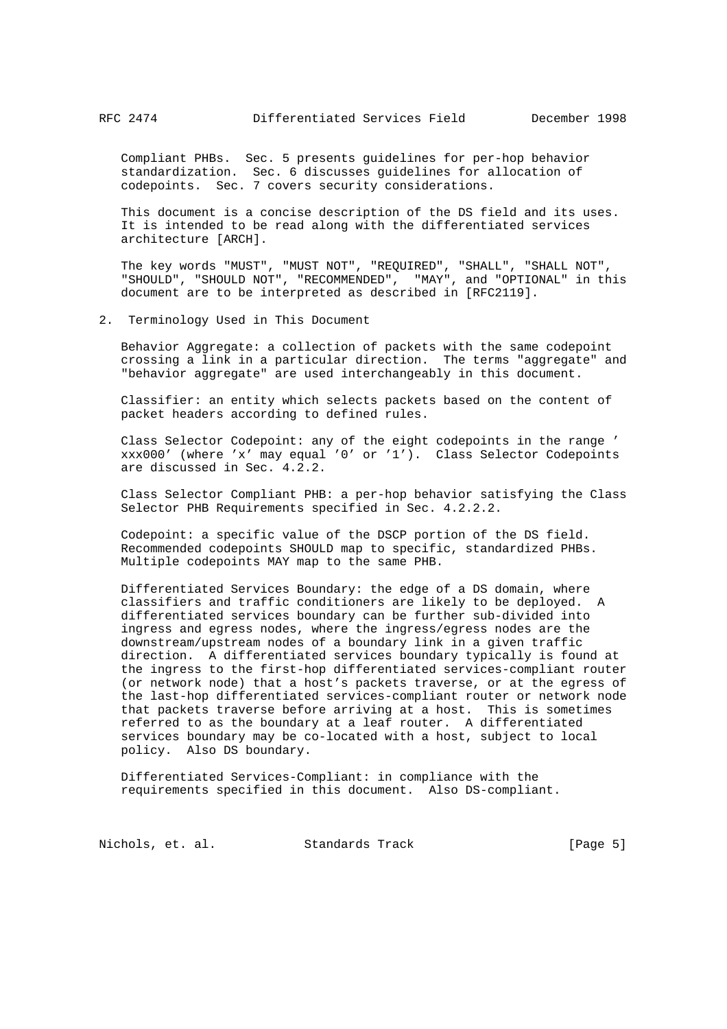Compliant PHBs. Sec. 5 presents guidelines for per-hop behavior standardization. Sec. 6 discusses guidelines for allocation of codepoints. Sec. 7 covers security considerations.

This document is a concise description of the DS field and its uses. It is intended to be read along with the differentiated services architecture [ARCH].

The key words "MUST", "MUST NOT", "REQUIRED", "SHALL", "SHALL NOT", "SHOULD", "SHOULD NOT", "RECOMMENDED", "MAY", and "OPTIONAL" in this document are to be interpreted as described in [RFC2119].

## 2. Terminology Used in This Document

Behavior Aggregate: a collection of packets with the same codepoint crossing a link in a particular direction. The terms "aggregate" and "behavior aggregate" are used interchangeably in this document.

Classifier: an entity which selects packets based on the content of packet headers according to defined rules.

Class Selector Codepoint: any of the eight codepoints in the range ' xxx000' (where 'x' may equal '0' or '1'). Class Selector Codepoints are discussed in Sec. 4.2.2.

Class Selector Compliant PHB: a per-hop behavior satisfying the Class Selector PHB Requirements specified in Sec. 4.2.2.2.

Codepoint: a specific value of the DSCP portion of the DS field. Recommended codepoints SHOULD map to specific, standardized PHBs. Multiple codepoints MAY map to the same PHB.

Differentiated Services Boundary: the edge of a DS domain, where classifiers and traffic conditioners are likely to be deployed. A differentiated services boundary can be further sub-divided into ingress and egress nodes, where the ingress/egress nodes are the downstream/upstream nodes of a boundary link in a given traffic direction. A differentiated services boundary typically is found at the ingress to the first-hop differentiated services-compliant router (or network node) that a host's packets traverse, or at the egress of the last-hop differentiated services-compliant router or network node that packets traverse before arriving at a host. This is sometimes referred to as the boundary at a leaf router. A differentiated services boundary may be co-located with a host, subject to local policy. Also DS boundary.

Differentiated Services-Compliant: in compliance with the requirements specified in this document. Also DS-compliant.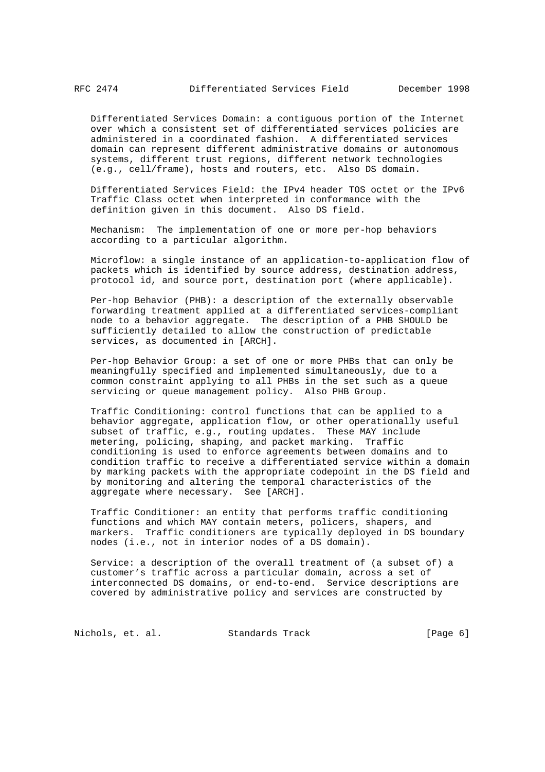Differentiated Services Domain: a contiguous portion of the Internet over which a consistent set of differentiated services policies are administered in a coordinated fashion. A differentiated services domain can represent different administrative domains or autonomous systems, different trust regions, different network technologies (e.g., cell/frame), hosts and routers, etc. Also DS domain.

Differentiated Services Field: the IPv4 header TOS octet or the IPv6 Traffic Class octet when interpreted in conformance with the definition given in this document. Also DS field.

Mechanism: The implementation of one or more per-hop behaviors according to a particular algorithm.

Microflow: a single instance of an application-to-application flow of packets which is identified by source address, destination address, protocol id, and source port, destination port (where applicable).

Per-hop Behavior (PHB): a description of the externally observable forwarding treatment applied at a differentiated services-compliant node to a behavior aggregate. The description of a PHB SHOULD be sufficiently detailed to allow the construction of predictable services, as documented in [ARCH].

Per-hop Behavior Group: a set of one or more PHBs that can only be meaningfully specified and implemented simultaneously, due to a common constraint applying to all PHBs in the set such as a queue servicing or queue management policy. Also PHB Group.

Traffic Conditioning: control functions that can be applied to a behavior aggregate, application flow, or other operationally useful subset of traffic, e.g., routing updates. These MAY include metering, policing, shaping, and packet marking. Traffic conditioning is used to enforce agreements between domains and to condition traffic to receive a differentiated service within a domain by marking packets with the appropriate codepoint in the DS field and by monitoring and altering the temporal characteristics of the aggregate where necessary. See [ARCH].

Traffic Conditioner: an entity that performs traffic conditioning functions and which MAY contain meters, policers, shapers, and markers. Traffic conditioners are typically deployed in DS boundary nodes (i.e., not in interior nodes of a DS domain).

Service: a description of the overall treatment of (a subset of) a customer's traffic across a particular domain, across a set of interconnected DS domains, or end-to-end. Service descriptions are covered by administrative policy and services are constructed by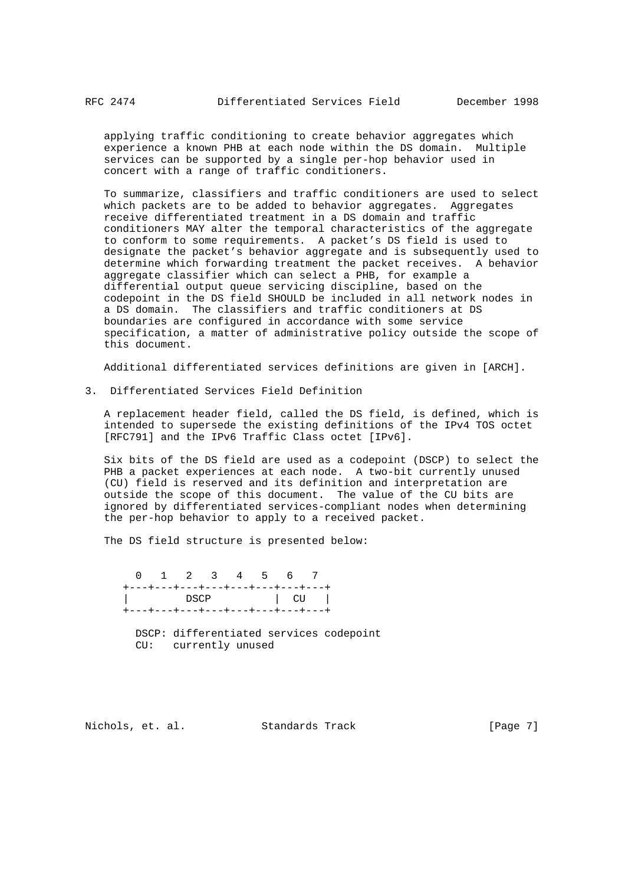applying traffic conditioning to create behavior aggregates which experience a known PHB at each node within the DS domain. Multiple services can be supported by a single per-hop behavior used in concert with a range of traffic conditioners.

To summarize, classifiers and traffic conditioners are used to select which packets are to be added to behavior aggregates. Aggregates receive differentiated treatment in a DS domain and traffic conditioners MAY alter the temporal characteristics of the aggregate to conform to some requirements. A packet's DS field is used to designate the packet's behavior aggregate and is subsequently used to determine which forwarding treatment the packet receives. A behavior aggregate classifier which can select a PHB, for example a differential output queue servicing discipline, based on the codepoint in the DS field SHOULD be included in all network nodes in a DS domain. The classifiers and traffic conditioners at DS boundaries are configured in accordance with some service specification, a matter of administrative policy outside the scope of this document.

Additional differentiated services definitions are given in [ARCH].

## 3. Differentiated Services Field Definition

A replacement header field, called the DS field, is defined, which is intended to supersede the existing definitions of the IPv4 TOS octet [RFC791] and the IPv6 Traffic Class octet [IPv6].

Six bits of the DS field are used as a codepoint (DSCP) to select the PHB a packet experiences at each node. A two-bit currently unused (CU) field is reserved and its definition and interpretation are outside the scope of this document. The value of the CU bits are ignored by differentiated services-compliant nodes when determining the per-hop behavior to apply to a received packet.

The DS field structure is presented below:

```
     0   1   2   3   4   5   6   7
   +---+---+---+---+---+---+---+---+
   |         DSCP          |  CU   |
   +---+---+---+---+---+---+---+---+

     DSCP: differentiated services codepoint
     CU:   currently unused
```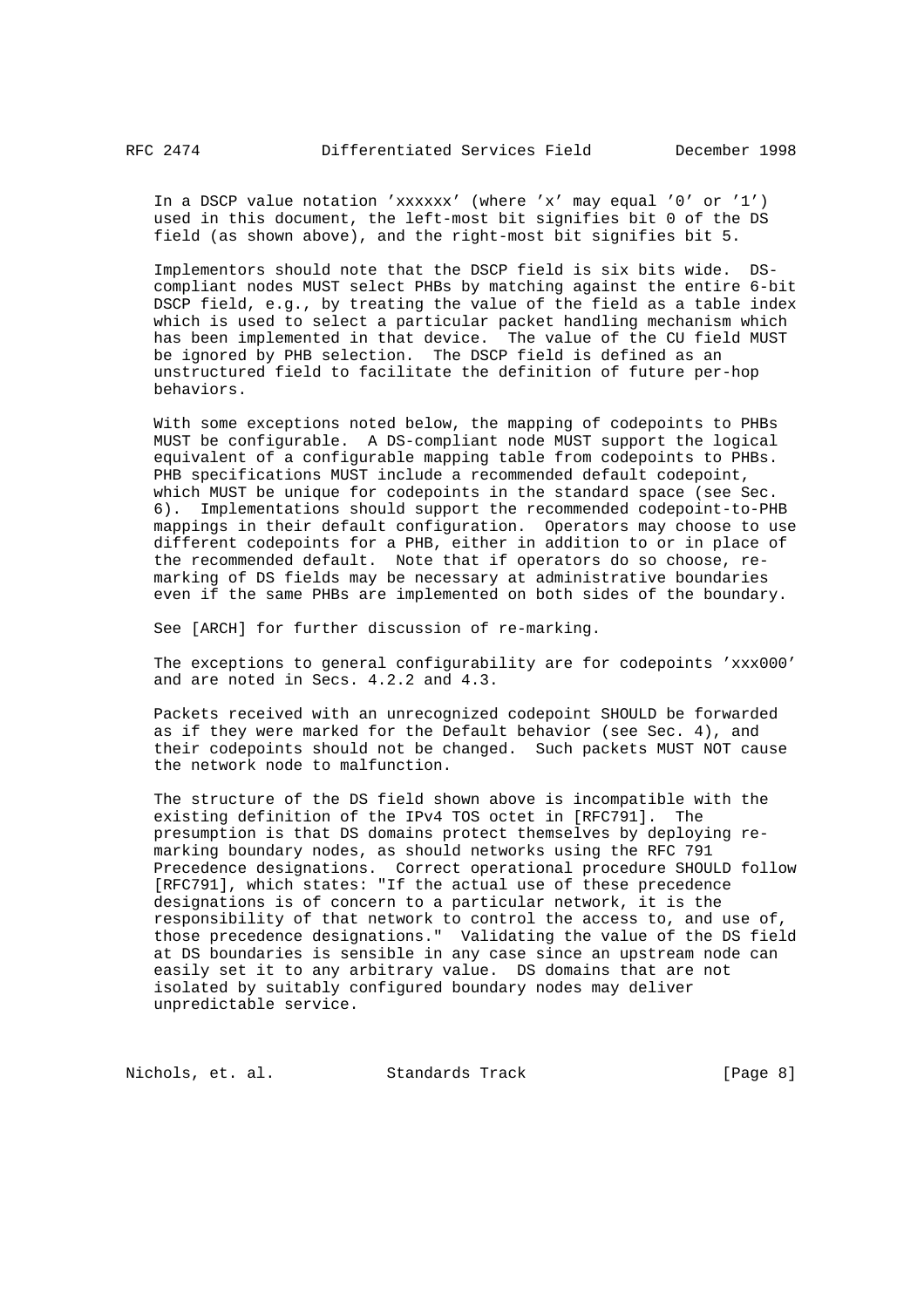In a DSCP value notation 'xxxxxx' (where 'x' may equal '0' or '1') used in this document, the left-most bit signifies bit 0 of the DS field (as shown above), and the right-most bit signifies bit 5.

Implementors should note that the DSCP field is six bits wide. DS-compliant nodes MUST select PHBs by matching against the entire 6-bit DSCP field, e.g., by treating the value of the field as a table index which is used to select a particular packet handling mechanism which has been implemented in that device. The value of the CU field MUST be ignored by PHB selection. The DSCP field is defined as an unstructured field to facilitate the definition of future per-hop behaviors.

With some exceptions noted below, the mapping of codepoints to PHBs MUST be configurable. A DS-compliant node MUST support the logical equivalent of a configurable mapping table from codepoints to PHBs. PHB specifications MUST include a recommended default codepoint, which MUST be unique for codepoints in the standard space (see Sec. 6). Implementations should support the recommended codepoint-to-PHB mappings in their default configuration. Operators may choose to use different codepoints for a PHB, either in addition to or in place of the recommended default. Note that if operators do so choose, re-marking of DS fields may be necessary at administrative boundaries even if the same PHBs are implemented on both sides of the boundary.

See [ARCH] for further discussion of re-marking.

The exceptions to general configurability are for codepoints 'xxx000' and are noted in Secs. 4.2.2 and 4.3.

Packets received with an unrecognized codepoint SHOULD be forwarded as if they were marked for the Default behavior (see Sec. 4), and their codepoints should not be changed. Such packets MUST NOT cause the network node to malfunction.

The structure of the DS field shown above is incompatible with the existing definition of the IPv4 TOS octet in [RFC791]. The presumption is that DS domains protect themselves by deploying re-marking boundary nodes, as should networks using the RFC 791 Precedence designations. Correct operational procedure SHOULD follow [RFC791], which states: "If the actual use of these precedence designations is of concern to a particular network, it is the responsibility of that network to control the access to, and use of, those precedence designations." Validating the value of the DS field at DS boundaries is sensible in any case since an upstream node can easily set it to any arbitrary value. DS domains that are not isolated by suitably configured boundary nodes may deliver unpredictable service.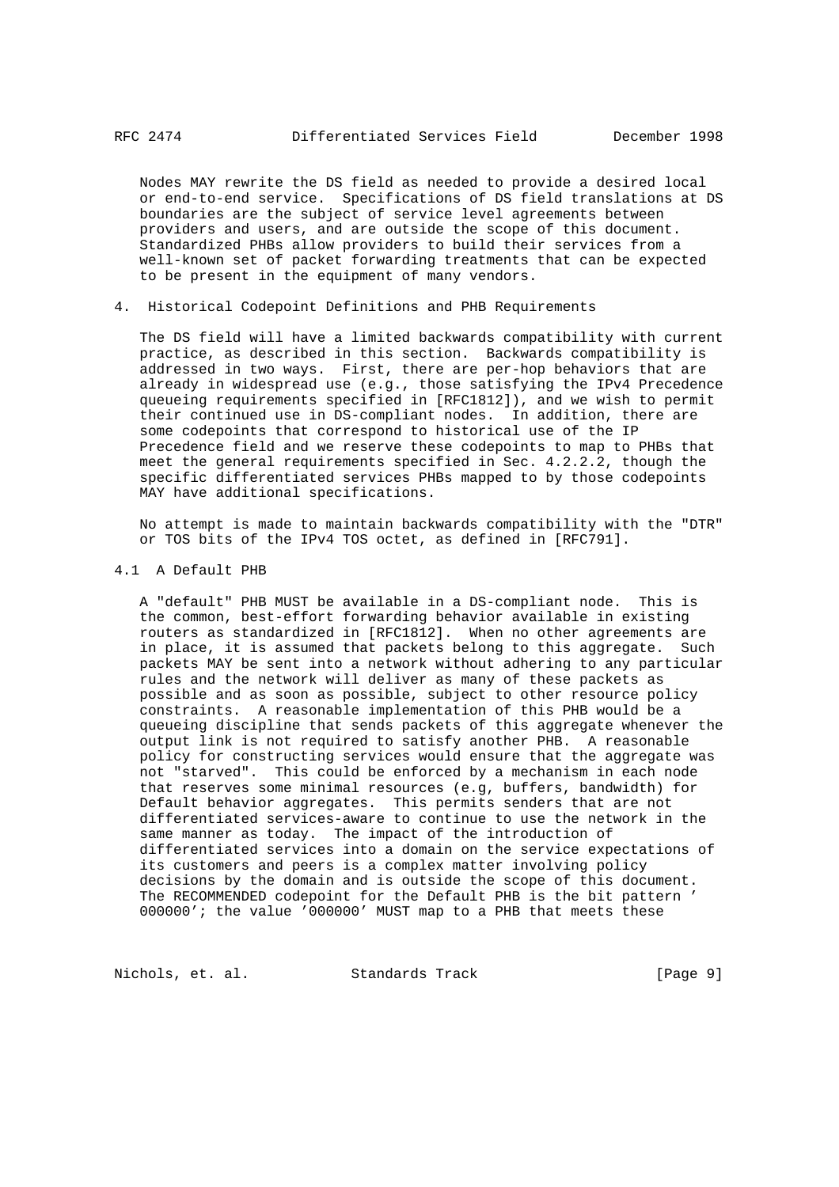Nodes MAY rewrite the DS field as needed to provide a desired local or end-to-end service. Specifications of DS field translations at DS boundaries are the subject of service level agreements between providers and users, and are outside the scope of this document. Standardized PHBs allow providers to build their services from a well-known set of packet forwarding treatments that can be expected to be present in the equipment of many vendors.

## 4. Historical Codepoint Definitions and PHB Requirements

The DS field will have a limited backwards compatibility with current practice, as described in this section. Backwards compatibility is addressed in two ways. First, there are per-hop behaviors that are already in widespread use (e.g., those satisfying the IPv4 Precedence queueing requirements specified in [RFC1812]), and we wish to permit their continued use in DS-compliant nodes. In addition, there are some codepoints that correspond to historical use of the IP Precedence field and we reserve these codepoints to map to PHBs that meet the general requirements specified in Sec. 4.2.2.2, though the specific differentiated services PHBs mapped to by those codepoints MAY have additional specifications.

No attempt is made to maintain backwards compatibility with the "DTR" or TOS bits of the IPv4 TOS octet, as defined in [RFC791].

### 4.1 A Default PHB

A "default" PHB MUST be available in a DS-compliant node. This is the common, best-effort forwarding behavior available in existing routers as standardized in [RFC1812]. When no other agreements are in place, it is assumed that packets belong to this aggregate. Such packets MAY be sent into a network without adhering to any particular rules and the network will deliver as many of these packets as possible and as soon as possible, subject to other resource policy constraints. A reasonable implementation of this PHB would be a queueing discipline that sends packets of this aggregate whenever the output link is not required to satisfy another PHB. A reasonable policy for constructing services would ensure that the aggregate was not "starved". This could be enforced by a mechanism in each node that reserves some minimal resources (e.g, buffers, bandwidth) for Default behavior aggregates. This permits senders that are not differentiated services-aware to continue to use the network in the same manner as today. The impact of the introduction of differentiated services into a domain on the service expectations of its customers and peers is a complex matter involving policy decisions by the domain and is outside the scope of this document. The RECOMMENDED codepoint for the Default PHB is the bit pattern ' 000000'; the value '000000' MUST map to a PHB that meets these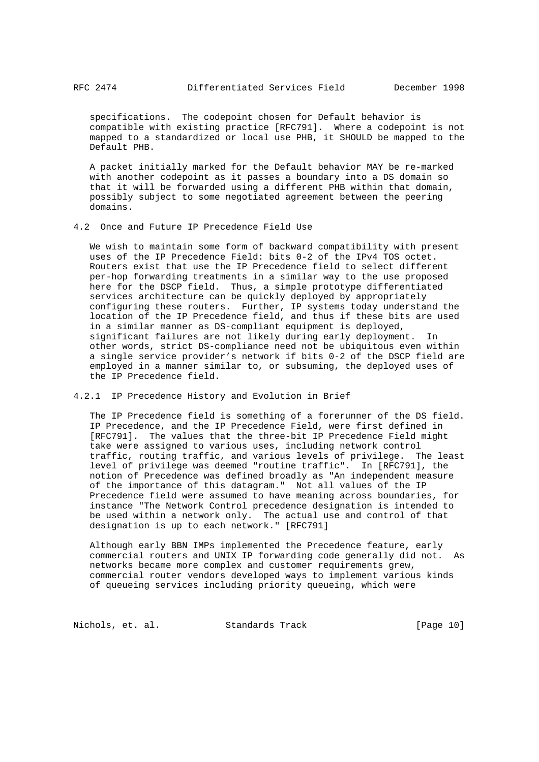specifications. The codepoint chosen for Default behavior is compatible with existing practice [RFC791]. Where a codepoint is not mapped to a standardized or local use PHB, it SHOULD be mapped to the Default PHB.

A packet initially marked for the Default behavior MAY be re-marked with another codepoint as it passes a boundary into a DS domain so that it will be forwarded using a different PHB within that domain, possibly subject to some negotiated agreement between the peering domains.

### 4.2 Once and Future IP Precedence Field Use

We wish to maintain some form of backward compatibility with present uses of the IP Precedence Field: bits 0-2 of the IPv4 TOS octet. Routers exist that use the IP Precedence field to select different per-hop forwarding treatments in a similar way to the use proposed here for the DSCP field. Thus, a simple prototype differentiated services architecture can be quickly deployed by appropriately configuring these routers. Further, IP systems today understand the location of the IP Precedence field, and thus if these bits are used in a similar manner as DS-compliant equipment is deployed, significant failures are not likely during early deployment. In other words, strict DS-compliance need not be ubiquitous even within a single service provider's network if bits 0-2 of the DSCP field are employed in a manner similar to, or subsuming, the deployed uses of the IP Precedence field.

#### 4.2.1 IP Precedence History and Evolution in Brief

The IP Precedence field is something of a forerunner of the DS field. IP Precedence, and the IP Precedence Field, were first defined in [RFC791]. The values that the three-bit IP Precedence Field might take were assigned to various uses, including network control traffic, routing traffic, and various levels of privilege. The least level of privilege was deemed "routine traffic". In [RFC791], the notion of Precedence was defined broadly as "An independent measure of the importance of this datagram." Not all values of the IP Precedence field were assumed to have meaning across boundaries, for instance "The Network Control precedence designation is intended to be used within a network only. The actual use and control of that designation is up to each network." [RFC791]

Although early BBN IMPs implemented the Precedence feature, early commercial routers and UNIX IP forwarding code generally did not. As networks became more complex and customer requirements grew, commercial router vendors developed ways to implement various kinds of queueing services including priority queueing, which were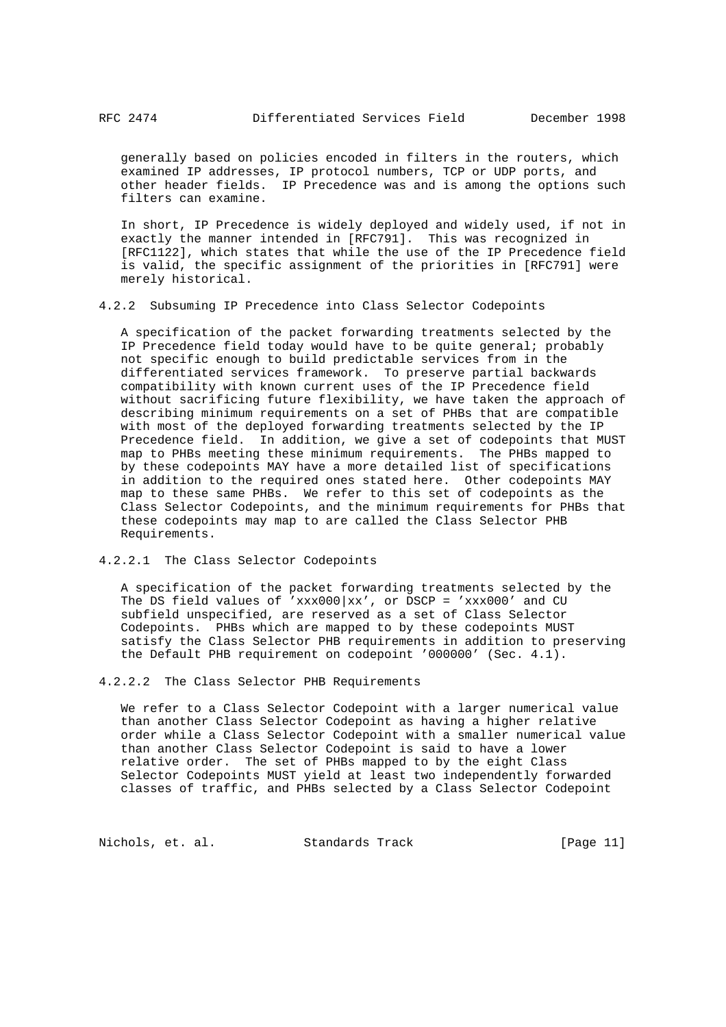generally based on policies encoded in filters in the routers, which examined IP addresses, IP protocol numbers, TCP or UDP ports, and other header fields. IP Precedence was and is among the options such filters can examine.

In short, IP Precedence is widely deployed and widely used, if not in exactly the manner intended in [RFC791]. This was recognized in [RFC1122], which states that while the use of the IP Precedence field is valid, the specific assignment of the priorities in [RFC791] were merely historical.

#### 4.2.2 Subsuming IP Precedence into Class Selector Codepoints

A specification of the packet forwarding treatments selected by the IP Precedence field today would have to be quite general; probably not specific enough to build predictable services from in the differentiated services framework. To preserve partial backwards compatibility with known current uses of the IP Precedence field without sacrificing future flexibility, we have taken the approach of describing minimum requirements on a set of PHBs that are compatible with most of the deployed forwarding treatments selected by the IP Precedence field. In addition, we give a set of codepoints that MUST map to PHBs meeting these minimum requirements. The PHBs mapped to by these codepoints MAY have a more detailed list of specifications in addition to the required ones stated here. Other codepoints MAY map to these same PHBs. We refer to this set of codepoints as the Class Selector Codepoints, and the minimum requirements for PHBs that these codepoints may map to are called the Class Selector PHB Requirements.

##### 4.2.2.1 The Class Selector Codepoints

A specification of the packet forwarding treatments selected by the The DS field values of 'xxx000|xx', or DSCP = 'xxx000' and CU subfield unspecified, are reserved as a set of Class Selector Codepoints. PHBs which are mapped to by these codepoints MUST satisfy the Class Selector PHB requirements in addition to preserving the Default PHB requirement on codepoint '000000' (Sec. 4.1).

##### 4.2.2.2 The Class Selector PHB Requirements

We refer to a Class Selector Codepoint with a larger numerical value than another Class Selector Codepoint as having a higher relative order while a Class Selector Codepoint with a smaller numerical value than another Class Selector Codepoint is said to have a lower relative order. The set of PHBs mapped to by the eight Class Selector Codepoints MUST yield at least two independently forwarded classes of traffic, and PHBs selected by a Class Selector Codepoint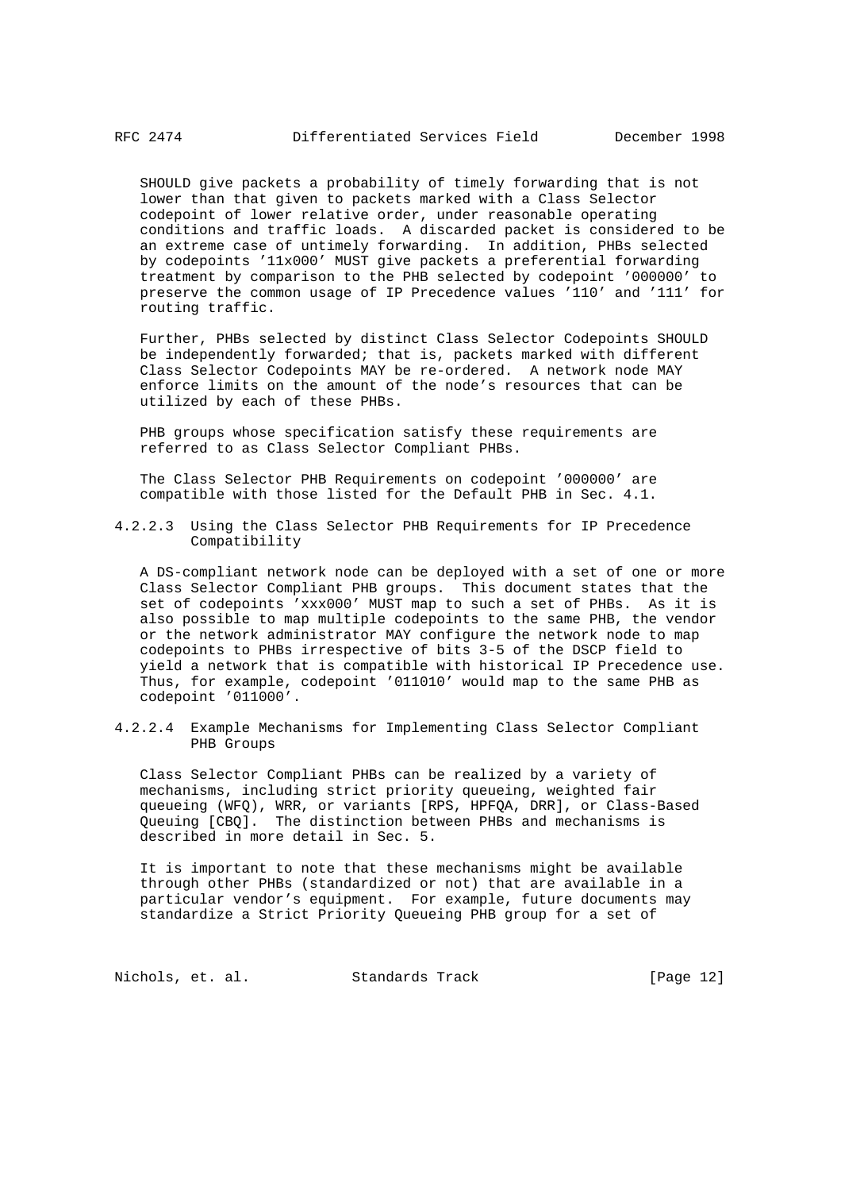SHOULD give packets a probability of timely forwarding that is not lower than that given to packets marked with a Class Selector codepoint of lower relative order, under reasonable operating conditions and traffic loads. A discarded packet is considered to be an extreme case of untimely forwarding. In addition, PHBs selected by codepoints '11x000' MUST give packets a preferential forwarding treatment by comparison to the PHB selected by codepoint '000000' to preserve the common usage of IP Precedence values '110' and '111' for routing traffic.

Further, PHBs selected by distinct Class Selector Codepoints SHOULD be independently forwarded; that is, packets marked with different Class Selector Codepoints MAY be re-ordered. A network node MAY enforce limits on the amount of the node's resources that can be utilized by each of these PHBs.

PHB groups whose specification satisfy these requirements are referred to as Class Selector Compliant PHBs.

The Class Selector PHB Requirements on codepoint '000000' are compatible with those listed for the Default PHB in Sec. 4.1.

#### 4.2.2.3 Using the Class Selector PHB Requirements for IP Precedence Compatibility

A DS-compliant network node can be deployed with a set of one or more Class Selector Compliant PHB groups. This document states that the set of codepoints 'xxx000' MUST map to such a set of PHBs. As it is also possible to map multiple codepoints to the same PHB, the vendor or the network administrator MAY configure the network node to map codepoints to PHBs irrespective of bits 3-5 of the DSCP field to yield a network that is compatible with historical IP Precedence use. Thus, for example, codepoint '011010' would map to the same PHB as codepoint '011000'.

#### 4.2.2.4 Example Mechanisms for Implementing Class Selector Compliant PHB Groups

Class Selector Compliant PHBs can be realized by a variety of mechanisms, including strict priority queueing, weighted fair queueing (WFQ), WRR, or variants [RPS, HPFQA, DRR], or Class-Based Queuing [CBQ]. The distinction between PHBs and mechanisms is described in more detail in Sec. 5.

It is important to note that these mechanisms might be available through other PHBs (standardized or not) that are available in a particular vendor's equipment. For example, future documents may standardize a Strict Priority Queueing PHB group for a set of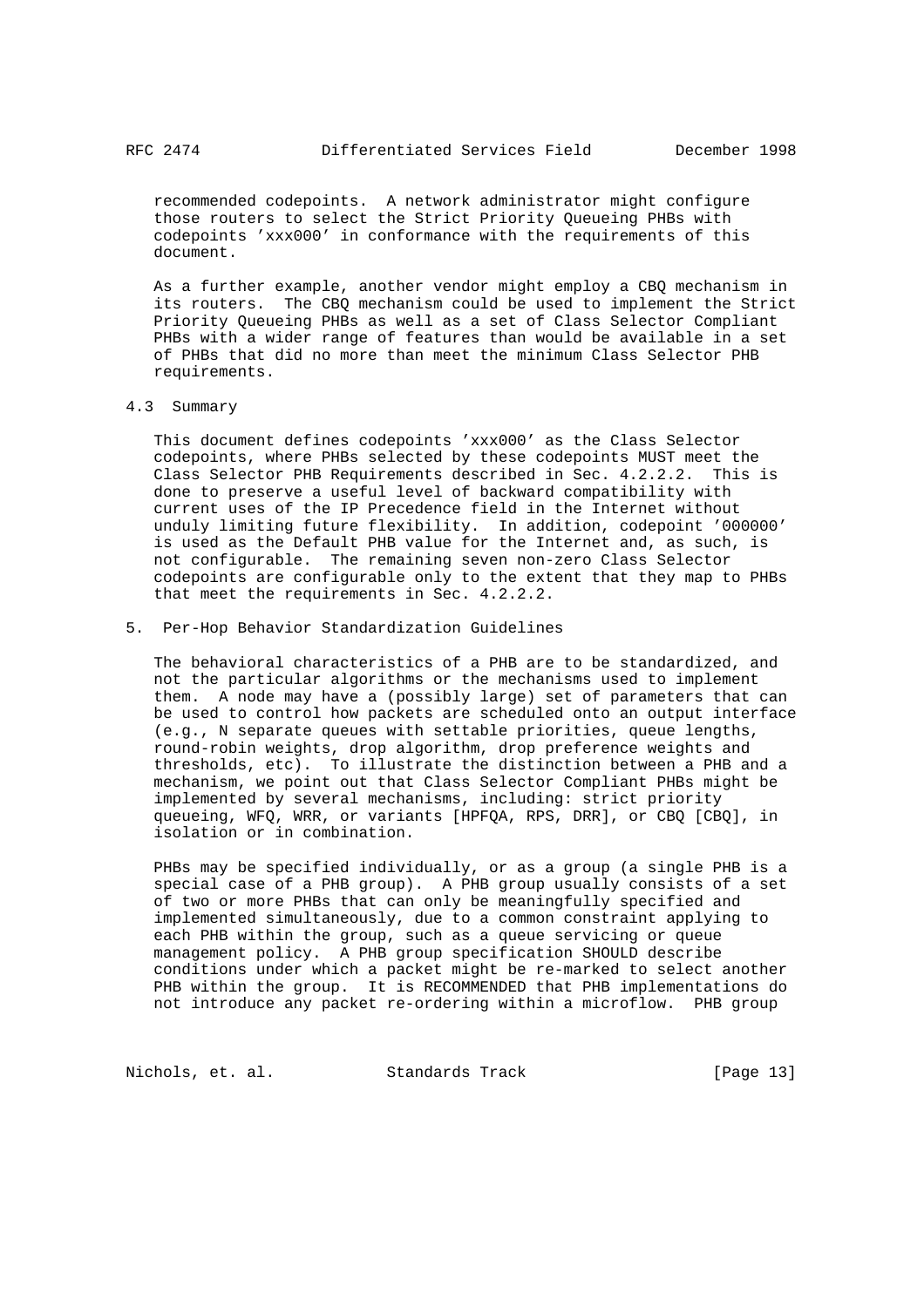recommended codepoints. A network administrator might configure those routers to select the Strict Priority Queueing PHBs with codepoints 'xxx000' in conformance with the requirements of this document.

As a further example, another vendor might employ a CBQ mechanism in its routers. The CBQ mechanism could be used to implement the Strict Priority Queueing PHBs as well as a set of Class Selector Compliant PHBs with a wider range of features than would be available in a set of PHBs that did no more than meet the minimum Class Selector PHB requirements.

### 4.3 Summary

This document defines codepoints 'xxx000' as the Class Selector codepoints, where PHBs selected by these codepoints MUST meet the Class Selector PHB Requirements described in Sec. 4.2.2.2. This is done to preserve a useful level of backward compatibility with current uses of the IP Precedence field in the Internet without unduly limiting future flexibility. In addition, codepoint '000000' is used as the Default PHB value for the Internet and, as such, is not configurable. The remaining seven non-zero Class Selector codepoints are configurable only to the extent that they map to PHBs that meet the requirements in Sec. 4.2.2.2.

## 5. Per-Hop Behavior Standardization Guidelines

The behavioral characteristics of a PHB are to be standardized, and not the particular algorithms or the mechanisms used to implement them. A node may have a (possibly large) set of parameters that can be used to control how packets are scheduled onto an output interface (e.g., N separate queues with settable priorities, queue lengths, round-robin weights, drop algorithm, drop preference weights and thresholds, etc). To illustrate the distinction between a PHB and a mechanism, we point out that Class Selector Compliant PHBs might be implemented by several mechanisms, including: strict priority queueing, WFQ, WRR, or variants [HPFQA, RPS, DRR], or CBQ [CBQ], in isolation or in combination.

PHBs may be specified individually, or as a group (a single PHB is a special case of a PHB group). A PHB group usually consists of a set of two or more PHBs that can only be meaningfully specified and implemented simultaneously, due to a common constraint applying to each PHB within the group, such as a queue servicing or queue management policy. A PHB group specification SHOULD describe conditions under which a packet might be re-marked to select another PHB within the group. It is RECOMMENDED that PHB implementations do not introduce any packet re-ordering within a microflow. PHB group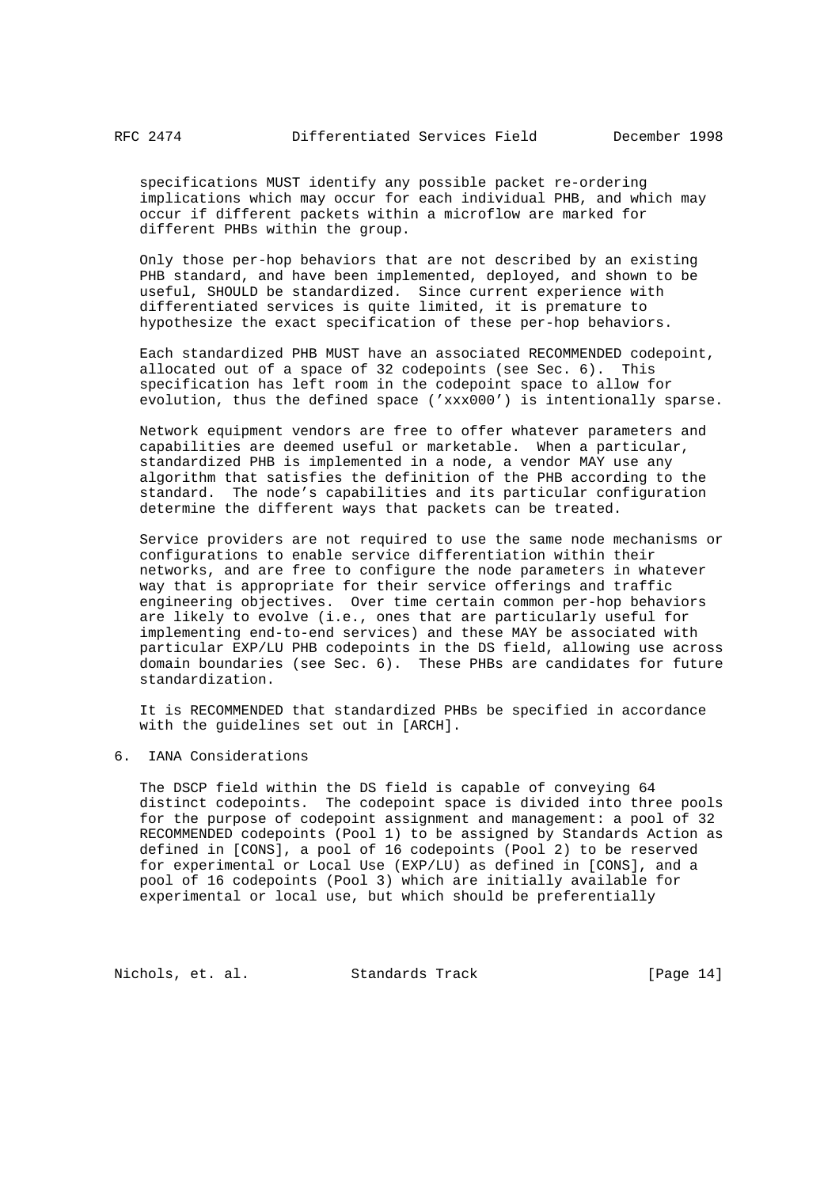specifications MUST identify any possible packet re-ordering implications which may occur for each individual PHB, and which may occur if different packets within a microflow are marked for different PHBs within the group.

Only those per-hop behaviors that are not described by an existing PHB standard, and have been implemented, deployed, and shown to be useful, SHOULD be standardized. Since current experience with differentiated services is quite limited, it is premature to hypothesize the exact specification of these per-hop behaviors.

Each standardized PHB MUST have an associated RECOMMENDED codepoint, allocated out of a space of 32 codepoints (see Sec. 6). This specification has left room in the codepoint space to allow for evolution, thus the defined space ('xxx000') is intentionally sparse.

Network equipment vendors are free to offer whatever parameters and capabilities are deemed useful or marketable. When a particular, standardized PHB is implemented in a node, a vendor MAY use any algorithm that satisfies the definition of the PHB according to the standard. The node's capabilities and its particular configuration determine the different ways that packets can be treated.

Service providers are not required to use the same node mechanisms or configurations to enable service differentiation within their networks, and are free to configure the node parameters in whatever way that is appropriate for their service offerings and traffic engineering objectives. Over time certain common per-hop behaviors are likely to evolve (i.e., ones that are particularly useful for implementing end-to-end services) and these MAY be associated with particular EXP/LU PHB codepoints in the DS field, allowing use across domain boundaries (see Sec. 6). These PHBs are candidates for future standardization.

It is RECOMMENDED that standardized PHBs be specified in accordance with the guidelines set out in [ARCH].

## 6. IANA Considerations

The DSCP field within the DS field is capable of conveying 64 distinct codepoints. The codepoint space is divided into three pools for the purpose of codepoint assignment and management: a pool of 32 RECOMMENDED codepoints (Pool 1) to be assigned by Standards Action as defined in [CONS], a pool of 16 codepoints (Pool 2) to be reserved for experimental or Local Use (EXP/LU) as defined in [CONS], and a pool of 16 codepoints (Pool 3) which are initially available for experimental or local use, but which should be preferentially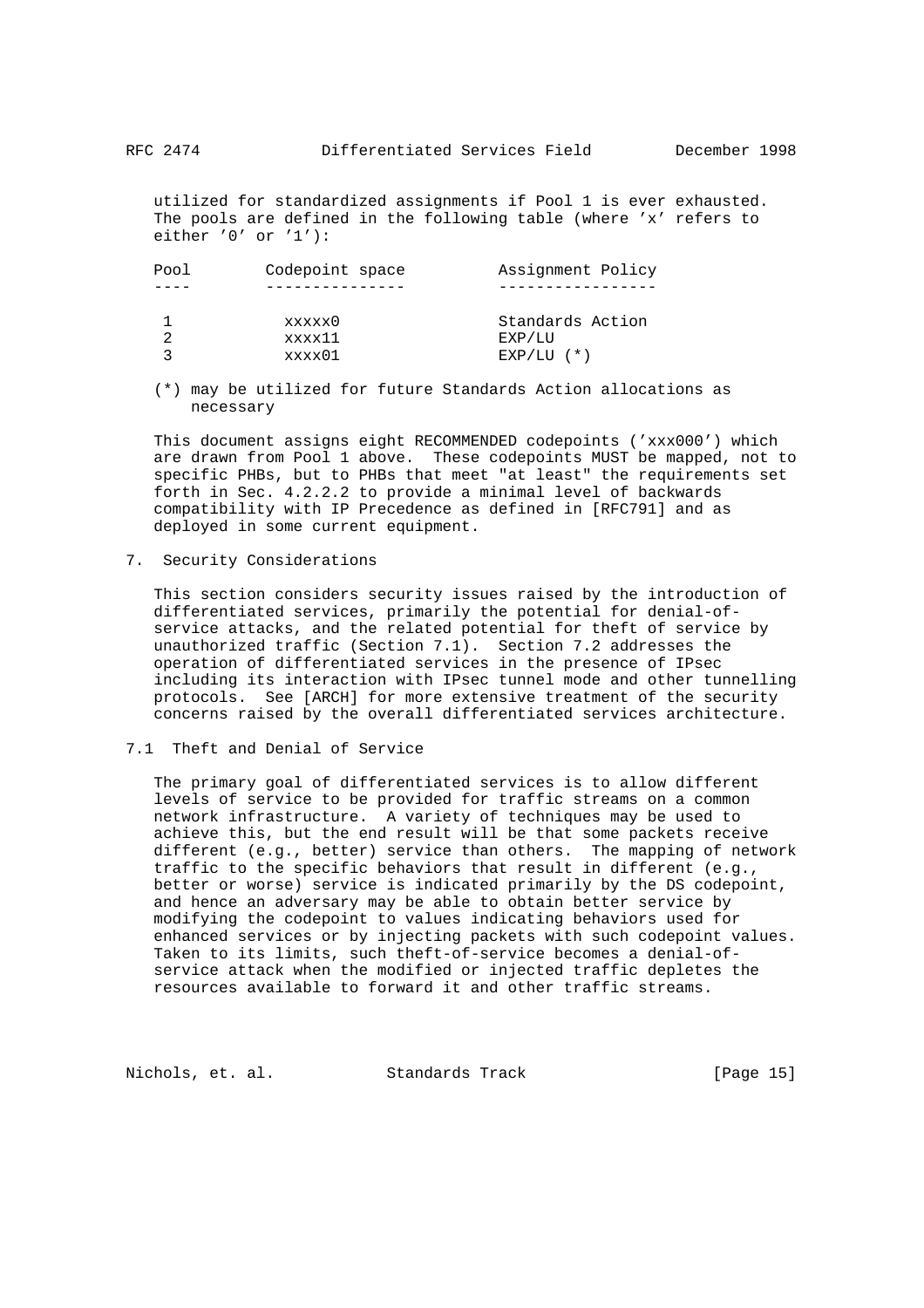utilized for standardized assignments if Pool 1 is ever exhausted. The pools are defined in the following table (where 'x' refers to either '0' or '1'):

| Pool | Codepoint space | Assignment Policy |
|---|---|---|
| 1 | xxxxx0 | Standards Action |
| 2 | xxxx11 | EXP/LU |
| 3 | xxxx01 | EXP/LU (*) |

(*) may be utilized for future Standards Action allocations as necessary

This document assigns eight RECOMMENDED codepoints ('xxx000') which are drawn from Pool 1 above. These codepoints MUST be mapped, not to specific PHBs, but to PHBs that meet "at least" the requirements set forth in Sec. 4.2.2.2 to provide a minimal level of backwards compatibility with IP Precedence as defined in [RFC791] and as deployed in some current equipment.

## 7. Security Considerations

This section considers security issues raised by the introduction of differentiated services, primarily the potential for denial-of-service attacks, and the related potential for theft of service by unauthorized traffic (Section 7.1). Section 7.2 addresses the operation of differentiated services in the presence of IPsec including its interaction with IPsec tunnel mode and other tunnelling protocols. See [ARCH] for more extensive treatment of the security concerns raised by the overall differentiated services architecture.

### 7.1 Theft and Denial of Service

The primary goal of differentiated services is to allow different levels of service to be provided for traffic streams on a common network infrastructure. A variety of techniques may be used to achieve this, but the end result will be that some packets receive different (e.g., better) service than others. The mapping of network traffic to the specific behaviors that result in different (e.g., better or worse) service is indicated primarily by the DS codepoint, and hence an adversary may be able to obtain better service by modifying the codepoint to values indicating behaviors used for enhanced services or by injecting packets with such codepoint values. Taken to its limits, such theft-of-service becomes a denial-of-service attack when the modified or injected traffic depletes the resources available to forward it and other traffic streams.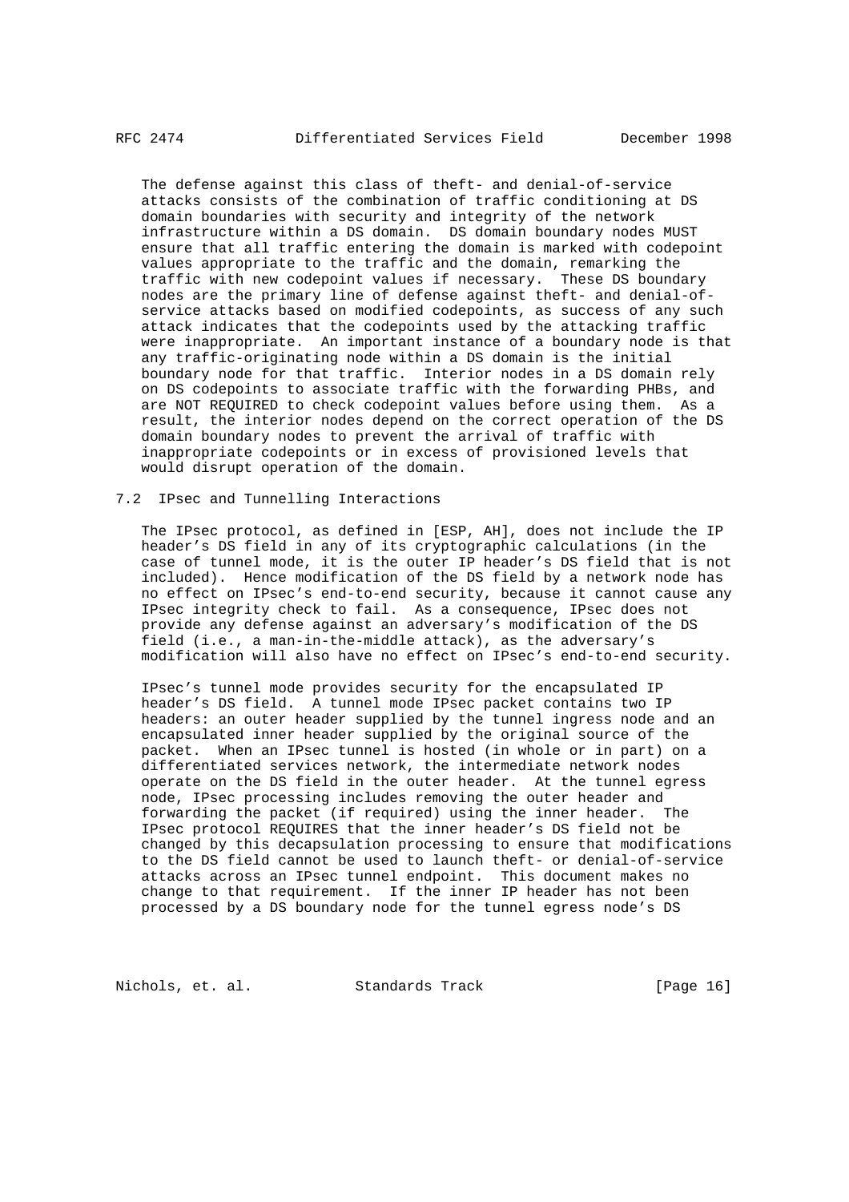The defense against this class of theft- and denial-of-service attacks consists of the combination of traffic conditioning at DS domain boundaries with security and integrity of the network infrastructure within a DS domain. DS domain boundary nodes MUST ensure that all traffic entering the domain is marked with codepoint values appropriate to the traffic and the domain, remarking the traffic with new codepoint values if necessary. These DS boundary nodes are the primary line of defense against theft- and denial-of-service attacks based on modified codepoints, as success of any such attack indicates that the codepoints used by the attacking traffic were inappropriate. An important instance of a boundary node is that any traffic-originating node within a DS domain is the initial boundary node for that traffic. Interior nodes in a DS domain rely on DS codepoints to associate traffic with the forwarding PHBs, and are NOT REQUIRED to check codepoint values before using them. As a result, the interior nodes depend on the correct operation of the DS domain boundary nodes to prevent the arrival of traffic with inappropriate codepoints or in excess of provisioned levels that would disrupt operation of the domain.

## 7.2 IPsec and Tunnelling Interactions

The IPsec protocol, as defined in [ESP, AH], does not include the IP header's DS field in any of its cryptographic calculations (in the case of tunnel mode, it is the outer IP header's DS field that is not included). Hence modification of the DS field by a network node has no effect on IPsec's end-to-end security, because it cannot cause any IPsec integrity check to fail. As a consequence, IPsec does not provide any defense against an adversary's modification of the DS field (i.e., a man-in-the-middle attack), as the adversary's modification will also have no effect on IPsec's end-to-end security.

IPsec's tunnel mode provides security for the encapsulated IP header's DS field. A tunnel mode IPsec packet contains two IP headers: an outer header supplied by the tunnel ingress node and an encapsulated inner header supplied by the original source of the packet. When an IPsec tunnel is hosted (in whole or in part) on a differentiated services network, the intermediate network nodes operate on the DS field in the outer header. At the tunnel egress node, IPsec processing includes removing the outer header and forwarding the packet (if required) using the inner header. The IPsec protocol REQUIRES that the inner header's DS field not be changed by this decapsulation processing to ensure that modifications to the DS field cannot be used to launch theft- or denial-of-service attacks across an IPsec tunnel endpoint. This document makes no change to that requirement. If the inner IP header has not been processed by a DS boundary node for the tunnel egress node's DS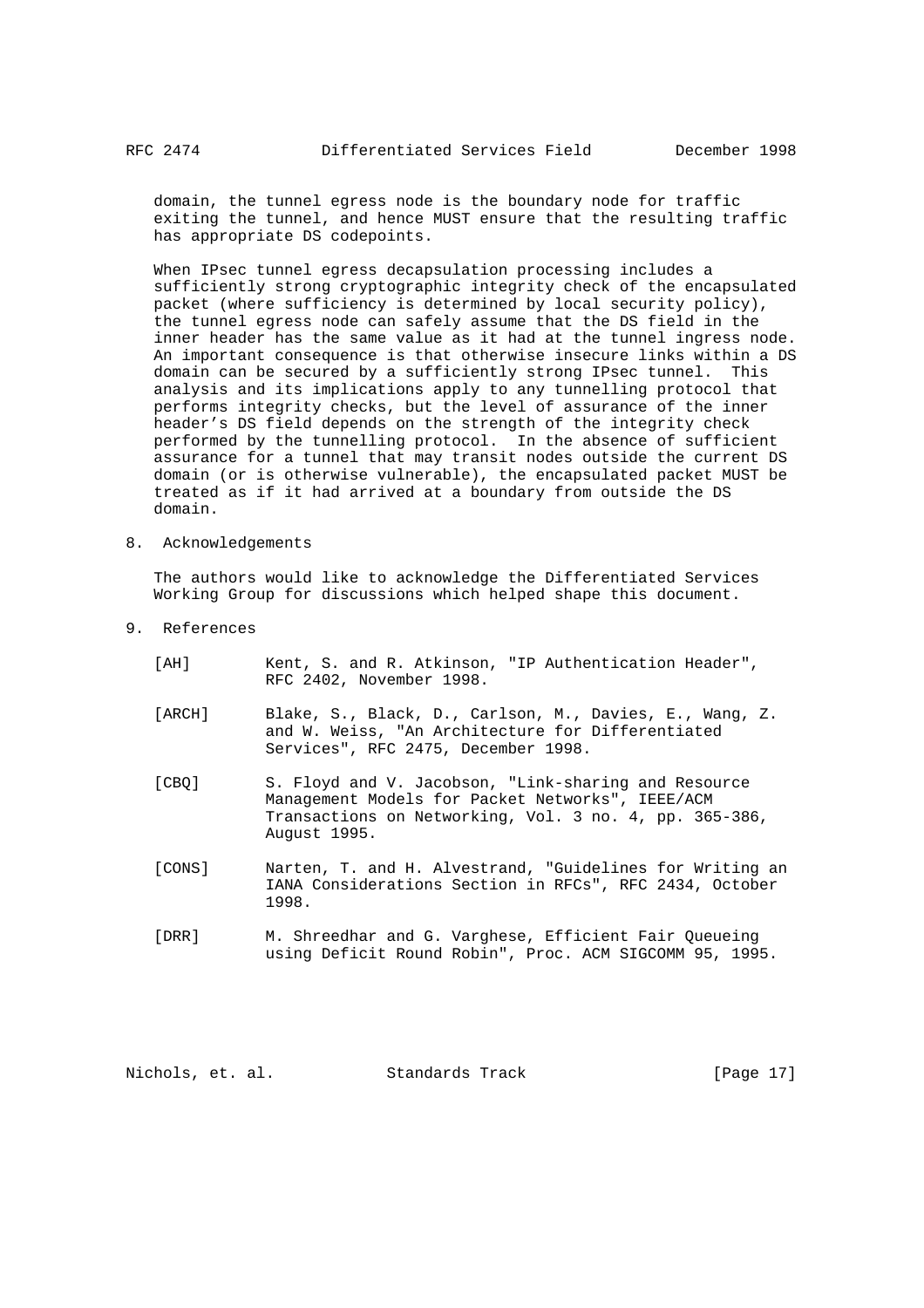domain, the tunnel egress node is the boundary node for traffic exiting the tunnel, and hence MUST ensure that the resulting traffic has appropriate DS codepoints.

When IPsec tunnel egress decapsulation processing includes a sufficiently strong cryptographic integrity check of the encapsulated packet (where sufficiency is determined by local security policy), the tunnel egress node can safely assume that the DS field in the inner header has the same value as it had at the tunnel ingress node. An important consequence is that otherwise insecure links within a DS domain can be secured by a sufficiently strong IPsec tunnel. This analysis and its implications apply to any tunnelling protocol that performs integrity checks, but the level of assurance of the inner header's DS field depends on the strength of the integrity check performed by the tunnelling protocol. In the absence of sufficient assurance for a tunnel that may transit nodes outside the current DS domain (or is otherwise vulnerable), the encapsulated packet MUST be treated as if it had arrived at a boundary from outside the DS domain.

## 8. Acknowledgements

The authors would like to acknowledge the Differentiated Services Working Group for discussions which helped shape this document.

## 9. References

[AH] Kent, S. and R. Atkinson, "IP Authentication Header", RFC 2402, November 1998.

[ARCH] Blake, S., Black, D., Carlson, M., Davies, E., Wang, Z. and W. Weiss, "An Architecture for Differentiated Services", RFC 2475, December 1998.

[CBQ] S. Floyd and V. Jacobson, "Link-sharing and Resource Management Models for Packet Networks", IEEE/ACM Transactions on Networking, Vol. 3 no. 4, pp. 365-386, August 1995.

[CONS] Narten, T. and H. Alvestrand, "Guidelines for Writing an IANA Considerations Section in RFCs", RFC 2434, October 1998.

[DRR] M. Shreedhar and G. Varghese, Efficient Fair Queueing using Deficit Round Robin", Proc. ACM SIGCOMM 95, 1995.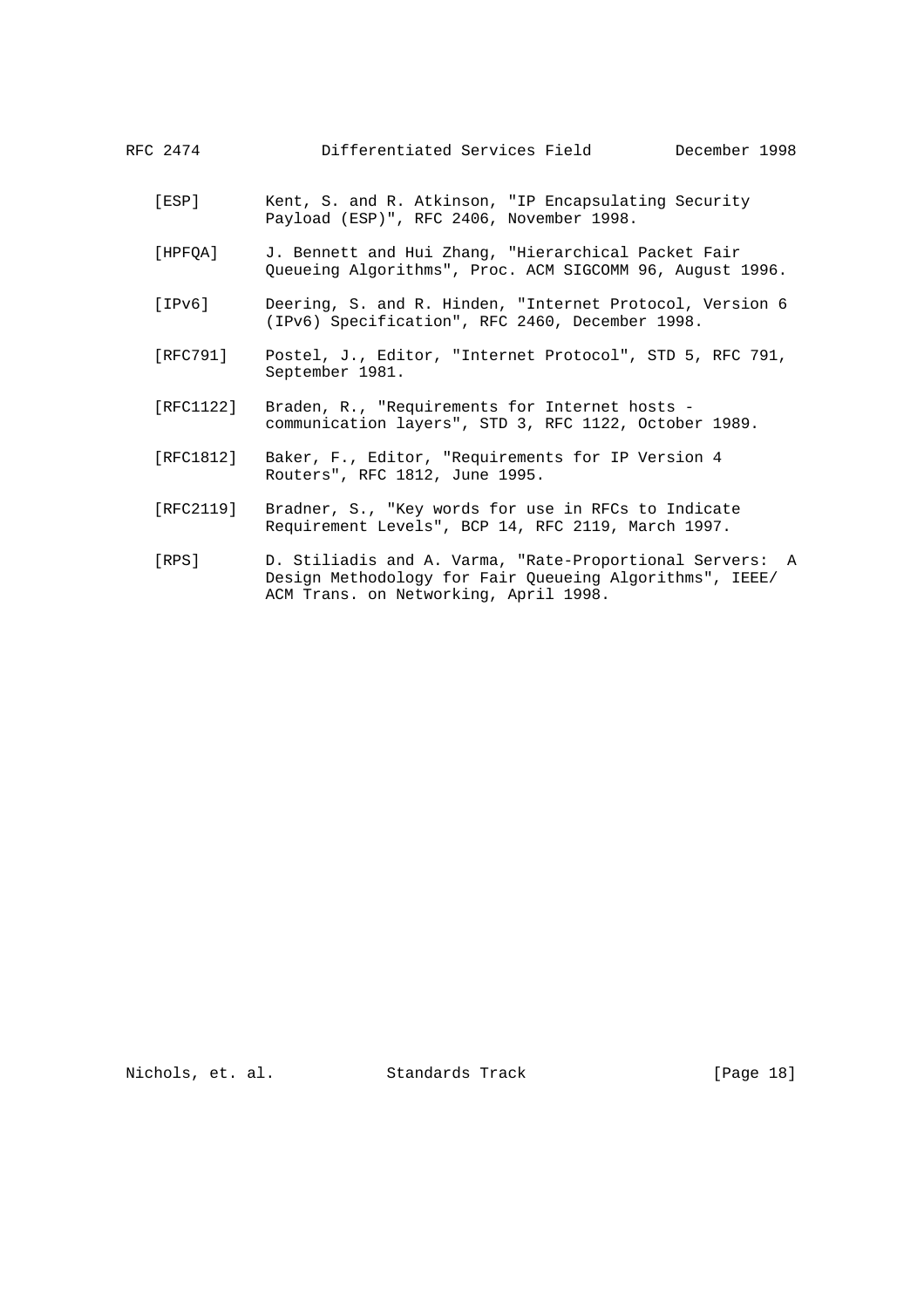[ESP] Kent, S. and R. Atkinson, "IP Encapsulating Security Payload (ESP)", RFC 2406, November 1998.

[HPFQA] J. Bennett and Hui Zhang, "Hierarchical Packet Fair Queueing Algorithms", Proc. ACM SIGCOMM 96, August 1996.

[IPv6] Deering, S. and R. Hinden, "Internet Protocol, Version 6 (IPv6) Specification", RFC 2460, December 1998.

[RFC791] Postel, J., Editor, "Internet Protocol", STD 5, RFC 791, September 1981.

[RFC1122] Braden, R., "Requirements for Internet hosts - communication layers", STD 3, RFC 1122, October 1989.

[RFC1812] Baker, F., Editor, "Requirements for IP Version 4 Routers", RFC 1812, June 1995.

[RFC2119] Bradner, S., "Key words for use in RFCs to Indicate Requirement Levels", BCP 14, RFC 2119, March 1997.

[RPS] D. Stiliadis and A. Varma, "Rate-Proportional Servers: A Design Methodology for Fair Queueing Algorithms", IEEE/ ACM Trans. on Networking, April 1998.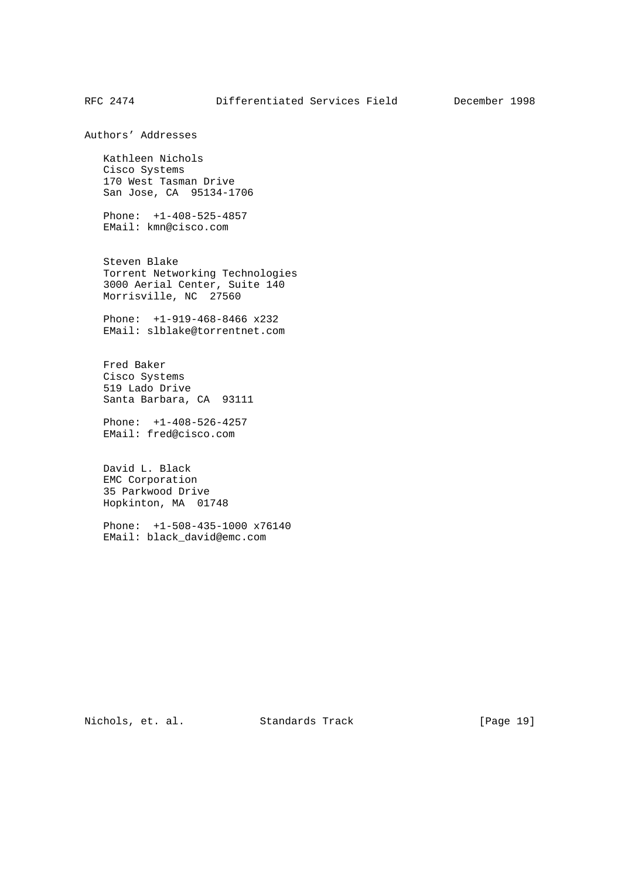## Authors' Addresses

Kathleen Nichols
Cisco Systems
170 West Tasman Drive
San Jose, CA  95134-1706

Phone:  +1-408-525-4857
EMail: kmn@cisco.com

Steven Blake
Torrent Networking Technologies
3000 Aerial Center, Suite 140
Morrisville, NC  27560

Phone:  +1-919-468-8466 x232
EMail: slblake@torrentnet.com

Fred Baker
Cisco Systems
519 Lado Drive
Santa Barbara, CA  93111

Phone:  +1-408-526-4257
EMail: fred@cisco.com

David L. Black
EMC Corporation
35 Parkwood Drive
Hopkinton, MA  01748

Phone:  +1-508-435-1000 x76140
EMail: black_david@emc.com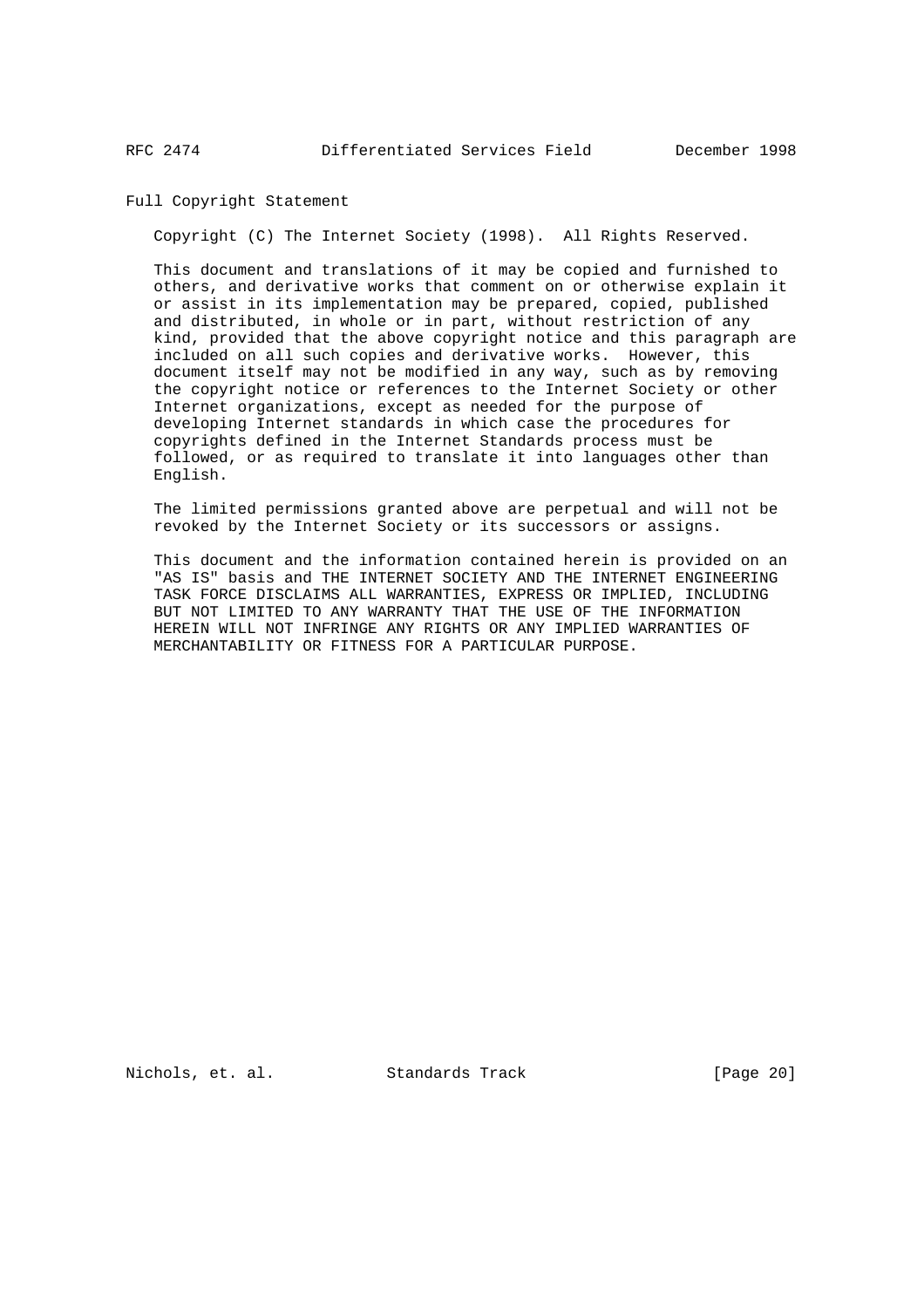## Full Copyright Statement

Copyright (C) The Internet Society (1998). All Rights Reserved.

This document and translations of it may be copied and furnished to others, and derivative works that comment on or otherwise explain it or assist in its implementation may be prepared, copied, published and distributed, in whole or in part, without restriction of any kind, provided that the above copyright notice and this paragraph are included on all such copies and derivative works. However, this document itself may not be modified in any way, such as by removing the copyright notice or references to the Internet Society or other Internet organizations, except as needed for the purpose of developing Internet standards in which case the procedures for copyrights defined in the Internet Standards process must be followed, or as required to translate it into languages other than English.

The limited permissions granted above are perpetual and will not be revoked by the Internet Society or its successors or assigns.

This document and the information contained herein is provided on an "AS IS" basis and THE INTERNET SOCIETY AND THE INTERNET ENGINEERING TASK FORCE DISCLAIMS ALL WARRANTIES, EXPRESS OR IMPLIED, INCLUDING BUT NOT LIMITED TO ANY WARRANTY THAT THE USE OF THE INFORMATION HEREIN WILL NOT INFRINGE ANY RIGHTS OR ANY IMPLIED WARRANTIES OF MERCHANTABILITY OR FITNESS FOR A PARTICULAR PURPOSE.